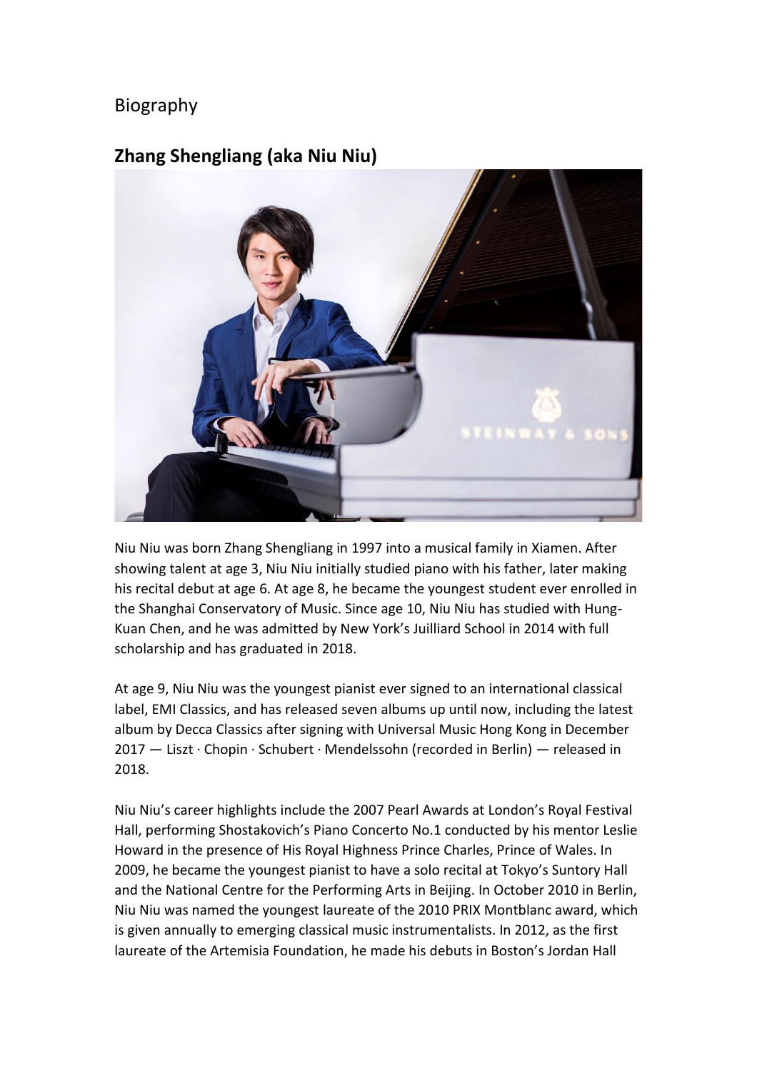# Biography

## Zhang Shengliang (aka Niu Niu)

Niu Niu was born Zhang Shengliang in 1997 into a musical family in Xiamen. After showing talent at age 3, Niu Niu initially studied piano with his father, later making his recital debut at age 6. At age 8, he became the youngest student ever enrolled in the Shanghai Conservatory of Music. Since age 10, Niu Niu has studied with Hung-Kuan Chen, and he was admitted by New York's Juilliard School in 2014 with full scholarship and has graduated in 2018.

At age 9, Niu Niu was the youngest pianist ever signed to an international classical label, EMI Classics, and has released seven albums up until now, including the latest album by Decca Classics after signing with Universal Music Hong Kong in December 2017 — Liszt · Chopin · Schubert · Mendelssohn (recorded in Berlin) — released in 2018.

Niu Niu's career highlights include the 2007 Pearl Awards at London's Royal Festival Hall, performing Shostakovich's Piano Concerto No.1 conducted by his mentor Leslie Howard in the presence of His Royal Highness Prince Charles, Prince of Wales. In 2009, he became the youngest pianist to have a solo recital at Tokyo's Suntory Hall and the National Centre for the Performing Arts in Beijing. In October 2010 in Berlin, Niu Niu was named the youngest laureate of the 2010 PRIX Montblanc award, which is given annually to emerging classical music instrumentalists. In 2012, as the first laureate of the Artemisia Foundation, he made his debuts in Boston's Jordan Hall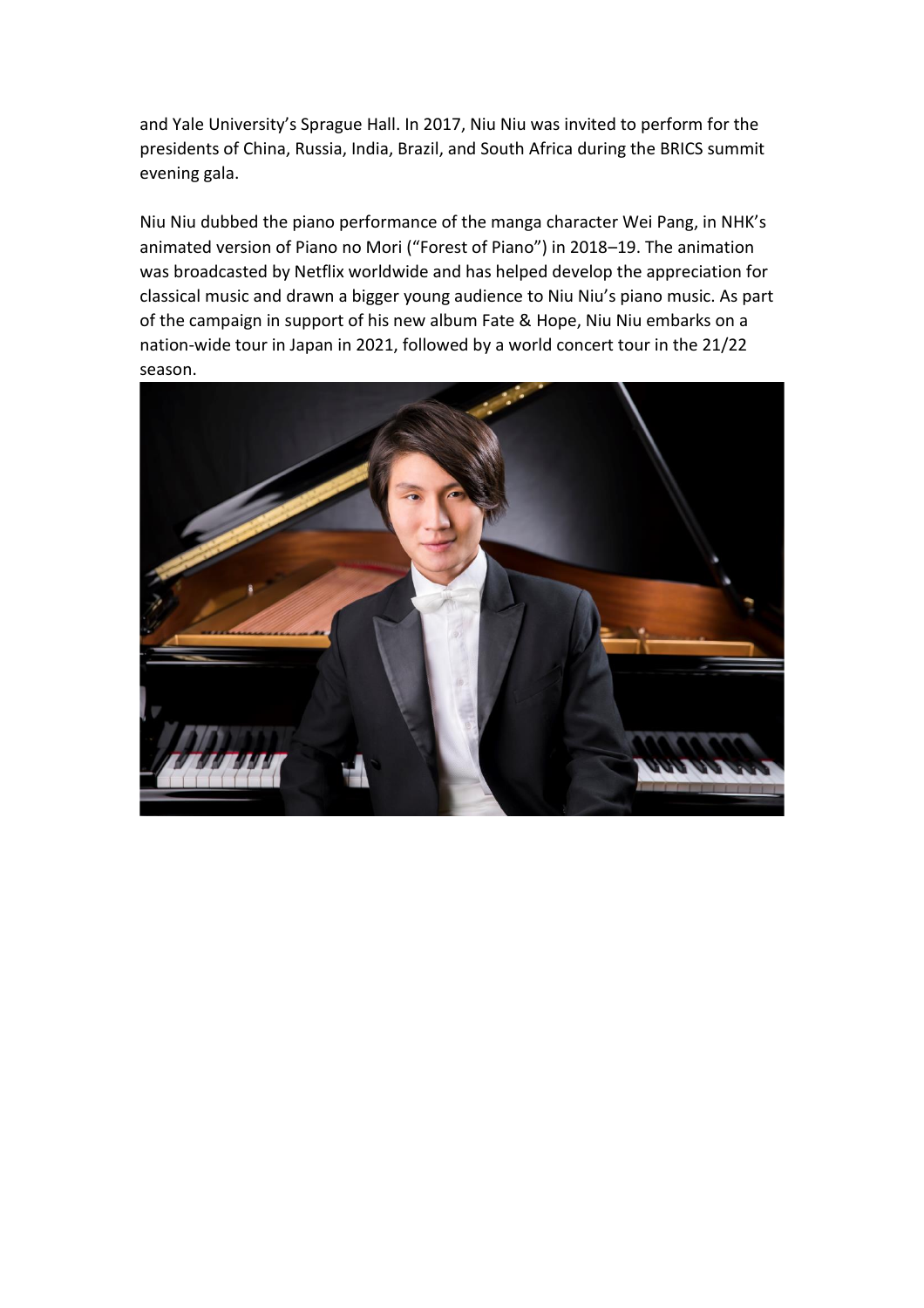and Yale University's Sprague Hall. In 2017, Niu Niu was invited to perform for the presidents of China, Russia, India, Brazil, and South Africa during the BRICS summit evening gala.

Niu Niu dubbed the piano performance of the manga character Wei Pang, in NHK's animated version of Piano no Mori ("Forest of Piano") in 2018–19. The animation was broadcasted by Netflix worldwide and has helped develop the appreciation for classical music and drawn a bigger young audience to Niu Niu's piano music. As part of the campaign in support of his new album Fate & Hope, Niu Niu embarks on a nation-wide tour in Japan in 2021, followed by a world concert tour in the 21/22 season.